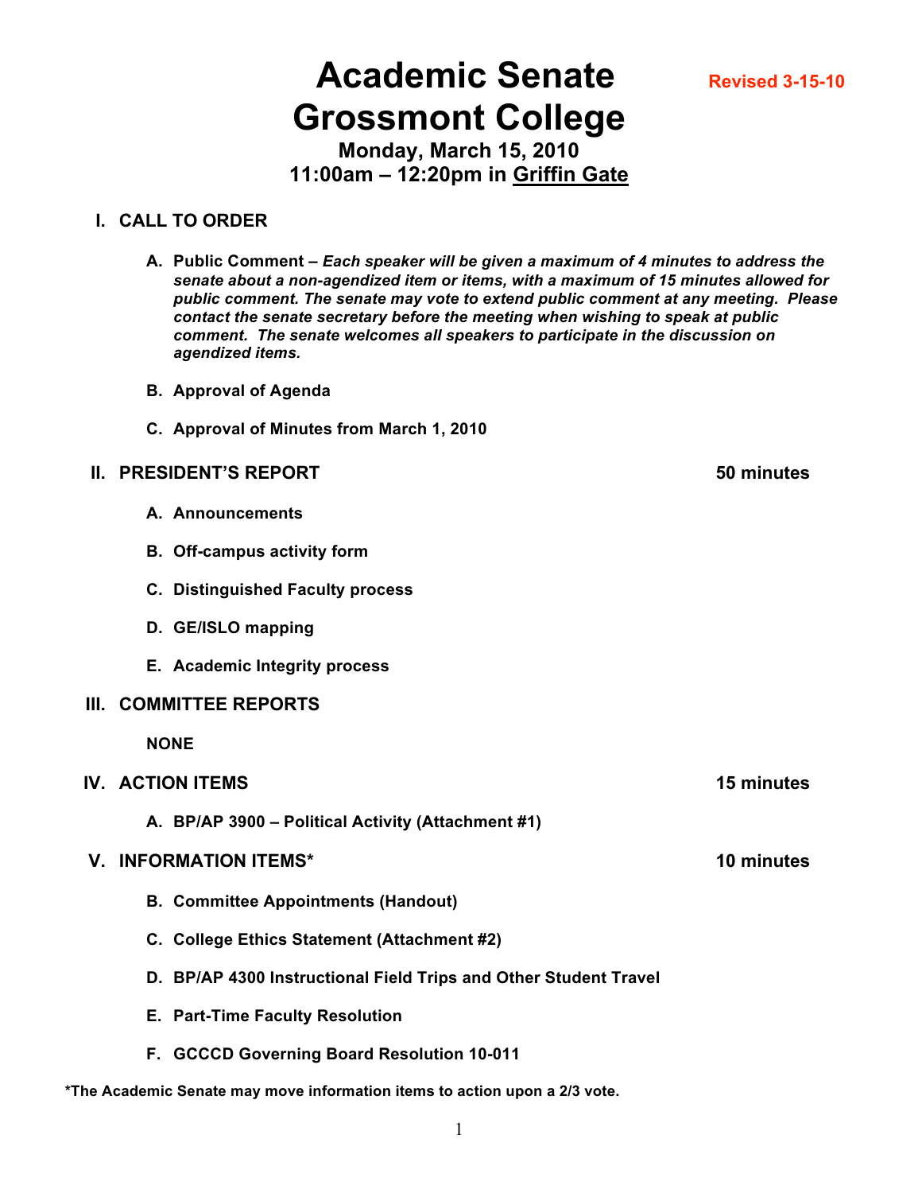# Academic Senate Grossmont College

Revised 3-15-10

**Monday, March 15, 2010**
**11:00am – 12:20pm in Griffin Gate**

## I. CALL TO ORDER

**A. Public Comment –** ***Each speaker will be given a maximum of 4 minutes to address the senate about a non-agendized item or items, with a maximum of 15 minutes allowed for public comment. The senate may vote to extend public comment at any meeting. Please contact the senate secretary before the meeting when wishing to speak at public comment. The senate welcomes all speakers to participate in the discussion on agendized items.***

**B. Approval of Agenda**

**C. Approval of Minutes from March 1, 2010**

## II. PRESIDENT'S REPORT — 50 minutes

**A. Announcements**

**B. Off-campus activity form**

**C. Distinguished Faculty process**

**D. GE/ISLO mapping**

**E. Academic Integrity process**

## III. COMMITTEE REPORTS

**NONE**

## IV. ACTION ITEMS — 15 minutes

**A. BP/AP 3900 – Political Activity (Attachment #1)**

## V. INFORMATION ITEMS* — 10 minutes

**B. Committee Appointments (Handout)**

**C. College Ethics Statement (Attachment #2)**

**D. BP/AP 4300 Instructional Field Trips and Other Student Travel**

**E. Part-Time Faculty Resolution**

**F. GCCCD Governing Board Resolution 10-011**

**\*The Academic Senate may move information items to action upon a 2/3 vote.**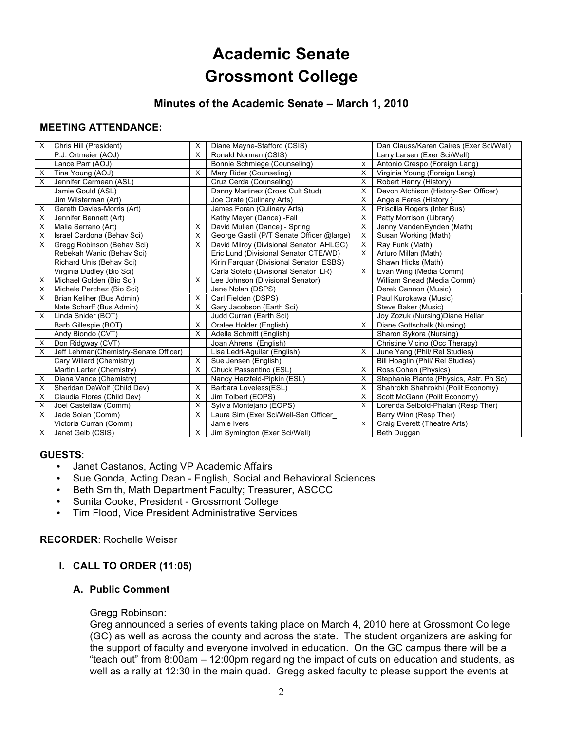# Academic Senate
# Grossmont College

### Minutes of the Academic Senate – March 1, 2010

**MEETING ATTENDANCE:**

| | | | | | |
|---|---|---|---|---|---|
| X | Chris Hill (President) | X | Diane Mayne-Stafford (CSIS) | | Dan Clauss/Karen Caires (Exer Sci/Well) |
| | P.J. Ortmeier (AOJ) | X | Ronald Norman (CSIS) | | Larry Larsen (Exer Sci/Well) |
| | Lance Parr (AOJ) | | Bonnie Schmiege (Counseling) | x | Antonio Crespo (Foreign Lang) |
| X | Tina Young (AOJ) | X | Mary Rider (Counseling) | X | Virginia Young (Foreign Lang) |
| X | Jennifer Carmean (ASL) | | Cruz Cerda (Counseling) | X | Robert Henry (History) |
| | Jamie Gould (ASL) | | Danny Martinez (Cross Cult Stud) | X | Devon Atchison (History-Sen Officer) |
| | Jim Wilsterman (Art) | | Joe Orate (Culinary Arts) | X | Angela Feres (History ) |
| X | Gareth Davies-Morris (Art) | | James Foran (Culinary Arts) | X | Priscilla Rogers (Inter Bus) |
| X | Jennifer Bennett (Art) | | Kathy Meyer (Dance) -Fall | X | Patty Morrison (Library) |
| X | Malia Serrano (Art) | X | David Mullen (Dance) - Spring | X | Jenny VandenEynden (Math) |
| X | Israel Cardona (Behav Sci) | X | George Gastil (P/T Senate Officer @large) | X | Susan Working (Math) |
| X | Gregg Robinson (Behav Sci) | X | David Milroy (Divisional Senator AHLGC) | X | Ray Funk (Math) |
| | Rebekah Wanic (Behav Sci) | | Eric Lund (Divisional Senator CTE/WD) | X | Arturo Millan (Math) |
| | Richard Unis (Behav Sci) | | Kirin Farquar (Divisional Senator ESBS) | | Shawn Hicks (Math) |
| | Virginia Dudley (Bio Sci) | | Carla Sotelo (Divisional Senator LR) | X | Evan Wirig (Media Comm) |
| X | Michael Golden (Bio Sci) | X | Lee Johnson (Divisional Senator) | | William Snead (Media Comm) |
| X | Michele Perchez (Bio Sci) | | Jane Nolan (DSPS) | | Derek Cannon (Music) |
| X | Brian Keliher (Bus Admin) | X | Carl Fielden (DSPS) | | Paul Kurokawa (Music) |
| | Nate Scharff (Bus Admin) | X | Gary Jacobson (Earth Sci) | | Steve Baker (Music) |
| X | Linda Snider (BOT) | | Judd Curran (Earth Sci) | | Joy Zozuk (Nursing)Diane Hellar |
| | Barb Gillespie (BOT) | X | Oralee Holder (English) | X | Diane Gottschalk (Nursing) |
| | Andy Biondo (CVT) | X | Adelle Schmitt (English) | | Sharon Sykora (Nursing) |
| X | Don Ridgway (CVT) | | Joan Ahrens (English) | | Christine Vicino (Occ Therapy) |
| X | Jeff Lehman(Chemistry-Senate Officer) | | Lisa Ledri-Aguilar (English) | X | June Yang (Phil/ Rel Studies) |
| | Cary Willard (Chemistry) | X | Sue Jensen (English) | | Bill Hoaglin (Phil/ Rel Studies) |
| | Martin Larter (Chemistry) | X | Chuck Passentino (ESL) | X | Ross Cohen (Physics) |
| X | Diana Vance (Chemistry) | | Nancy Herzfeld-Pipkin (ESL) | X | Stephanie Plante (Physics, Astr. Ph Sc) |
| X | Sheridan DeWolf (Child Dev) | X | Barbara Loveless(ESL) | X | Shahrokh Shahrokhi (Polit Economy) |
| X | Claudia Flores (Child Dev) | X | Jim Tolbert (EOPS) | X | Scott McGann (Polit Economy) |
| X | Joel Castellaw (Comm) | X | Sylvia Montejano (EOPS) | X | Lorenda Seibold-Phalan (Resp Ther) |
| X | Jade Solan (Comm) | X | Laura Sim (Exer Sci/Well-Sen Officer_ | | Barry Winn (Resp Ther) |
| | Victoria Curran (Comm) | | Jamie Ivers | x | Craig Everett (Theatre Arts) |
| X | Janet Gelb (CSIS) | X | Jim Symington (Exer Sci/Well) | | Beth Duggan |

**GUESTS**:

- Janet Castanos, Acting VP Academic Affairs
- Sue Gonda, Acting Dean - English, Social and Behavioral Sciences
- Beth Smith, Math Department Faculty; Treasurer, ASCCC
- Sunita Cooke, President - Grossmont College
- Tim Flood, Vice President Administrative Services

**RECORDER**: Rochelle Weiser

**I. CALL TO ORDER (11:05)**

**A. Public Comment**

Gregg Robinson:
Greg announced a series of events taking place on March 4, 2010 here at Grossmont College (GC) as well as across the county and across the state. The student organizers are asking for the support of faculty and everyone involved in education. On the GC campus there will be a "teach out" from 8:00am – 12:00pm regarding the impact of cuts on education and students, as well as a rally at 12:30 in the main quad. Gregg asked faculty to please support the events at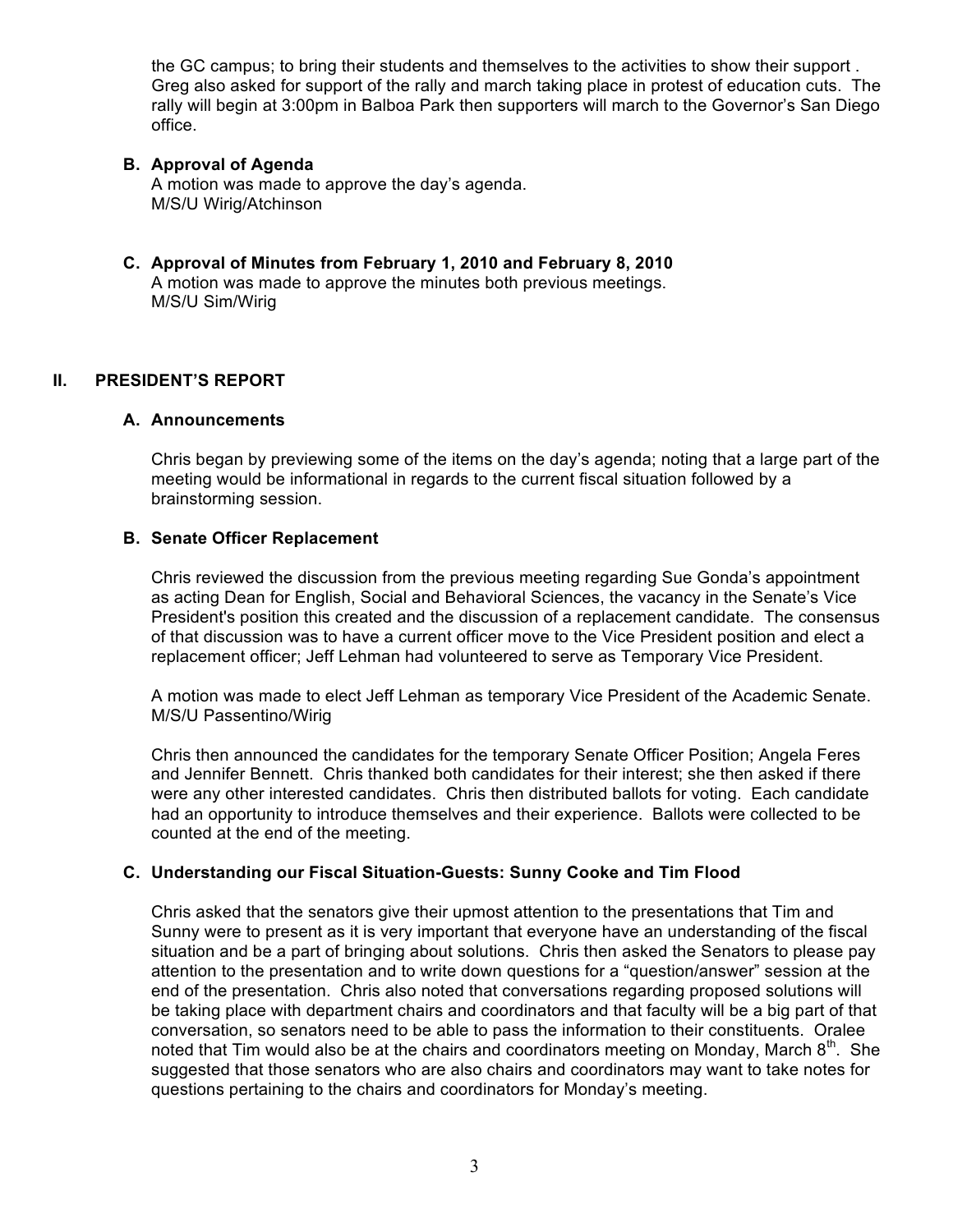the GC campus; to bring their students and themselves to the activities to show their support . Greg also asked for support of the rally and march taking place in protest of education cuts. The rally will begin at 3:00pm in Balboa Park then supporters will march to the Governor's San Diego office.

### B. Approval of Agenda

A motion was made to approve the day's agenda.
M/S/U Wirig/Atchinson

### C. Approval of Minutes from February 1, 2010 and February 8, 2010

A motion was made to approve the minutes both previous meetings.
M/S/U Sim/Wirig

## II. PRESIDENT'S REPORT

### A. Announcements

Chris began by previewing some of the items on the day's agenda; noting that a large part of the meeting would be informational in regards to the current fiscal situation followed by a brainstorming session.

### B. Senate Officer Replacement

Chris reviewed the discussion from the previous meeting regarding Sue Gonda's appointment as acting Dean for English, Social and Behavioral Sciences, the vacancy in the Senate's Vice President's position this created and the discussion of a replacement candidate. The consensus of that discussion was to have a current officer move to the Vice President position and elect a replacement officer; Jeff Lehman had volunteered to serve as Temporary Vice President.

A motion was made to elect Jeff Lehman as temporary Vice President of the Academic Senate.
M/S/U Passentino/Wirig

Chris then announced the candidates for the temporary Senate Officer Position; Angela Feres and Jennifer Bennett. Chris thanked both candidates for their interest; she then asked if there were any other interested candidates. Chris then distributed ballots for voting. Each candidate had an opportunity to introduce themselves and their experience. Ballots were collected to be counted at the end of the meeting.

### C. Understanding our Fiscal Situation-Guests: Sunny Cooke and Tim Flood

Chris asked that the senators give their upmost attention to the presentations that Tim and Sunny were to present as it is very important that everyone have an understanding of the fiscal situation and be a part of bringing about solutions. Chris then asked the Senators to please pay attention to the presentation and to write down questions for a "question/answer" session at the end of the presentation. Chris also noted that conversations regarding proposed solutions will be taking place with department chairs and coordinators and that faculty will be a big part of that conversation, so senators need to be able to pass the information to their constituents. Oralee noted that Tim would also be at the chairs and coordinators meeting on Monday, March 8th. She suggested that those senators who are also chairs and coordinators may want to take notes for questions pertaining to the chairs and coordinators for Monday's meeting.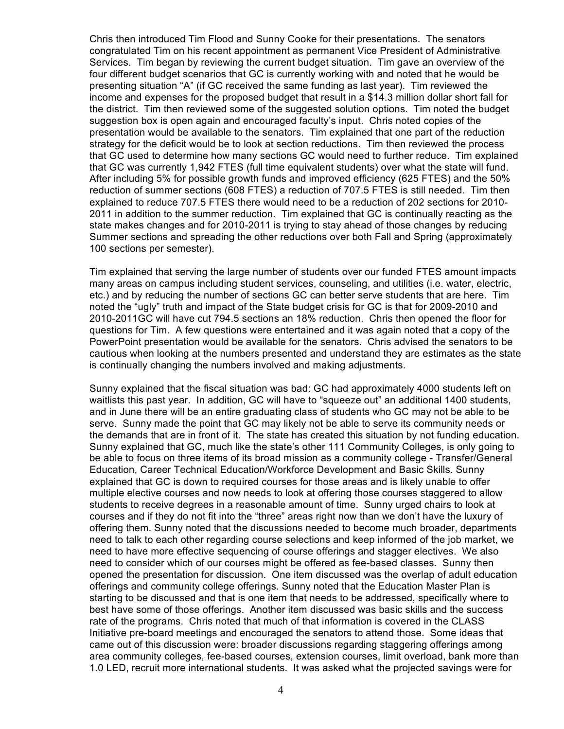Chris then introduced Tim Flood and Sunny Cooke for their presentations. The senators congratulated Tim on his recent appointment as permanent Vice President of Administrative Services. Tim began by reviewing the current budget situation. Tim gave an overview of the four different budget scenarios that GC is currently working with and noted that he would be presenting situation "A" (if GC received the same funding as last year). Tim reviewed the income and expenses for the proposed budget that result in a $14.3 million dollar short fall for the district. Tim then reviewed some of the suggested solution options. Tim noted the budget suggestion box is open again and encouraged faculty's input. Chris noted copies of the presentation would be available to the senators. Tim explained that one part of the reduction strategy for the deficit would be to look at section reductions. Tim then reviewed the process that GC used to determine how many sections GC would need to further reduce. Tim explained that GC was currently 1,942 FTES (full time equivalent students) over what the state will fund. After including 5% for possible growth funds and improved efficiency (625 FTES) and the 50% reduction of summer sections (608 FTES) a reduction of 707.5 FTES is still needed. Tim then explained to reduce 707.5 FTES there would need to be a reduction of 202 sections for 2010-2011 in addition to the summer reduction. Tim explained that GC is continually reacting as the state makes changes and for 2010-2011 is trying to stay ahead of those changes by reducing Summer sections and spreading the other reductions over both Fall and Spring (approximately 100 sections per semester).

Tim explained that serving the large number of students over our funded FTES amount impacts many areas on campus including student services, counseling, and utilities (i.e. water, electric, etc.) and by reducing the number of sections GC can better serve students that are here. Tim noted the "ugly" truth and impact of the State budget crisis for GC is that for 2009-2010 and 2010-2011GC will have cut 794.5 sections an 18% reduction. Chris then opened the floor for questions for Tim. A few questions were entertained and it was again noted that a copy of the PowerPoint presentation would be available for the senators. Chris advised the senators to be cautious when looking at the numbers presented and understand they are estimates as the state is continually changing the numbers involved and making adjustments.

Sunny explained that the fiscal situation was bad: GC had approximately 4000 students left on waitlists this past year. In addition, GC will have to "squeeze out" an additional 1400 students, and in June there will be an entire graduating class of students who GC may not be able to be serve. Sunny made the point that GC may likely not be able to serve its community needs or the demands that are in front of it. The state has created this situation by not funding education. Sunny explained that GC, much like the state's other 111 Community Colleges, is only going to be able to focus on three items of its broad mission as a community college - Transfer/General Education, Career Technical Education/Workforce Development and Basic Skills. Sunny explained that GC is down to required courses for those areas and is likely unable to offer multiple elective courses and now needs to look at offering those courses staggered to allow students to receive degrees in a reasonable amount of time. Sunny urged chairs to look at courses and if they do not fit into the "three" areas right now than we don't have the luxury of offering them. Sunny noted that the discussions needed to become much broader, departments need to talk to each other regarding course selections and keep informed of the job market, we need to have more effective sequencing of course offerings and stagger electives. We also need to consider which of our courses might be offered as fee-based classes. Sunny then opened the presentation for discussion. One item discussed was the overlap of adult education offerings and community college offerings. Sunny noted that the Education Master Plan is starting to be discussed and that is one item that needs to be addressed, specifically where to best have some of those offerings. Another item discussed was basic skills and the success rate of the programs. Chris noted that much of that information is covered in the CLASS Initiative pre-board meetings and encouraged the senators to attend those. Some ideas that came out of this discussion were: broader discussions regarding staggering offerings among area community colleges, fee-based courses, extension courses, limit overload, bank more than 1.0 LED, recruit more international students. It was asked what the projected savings were for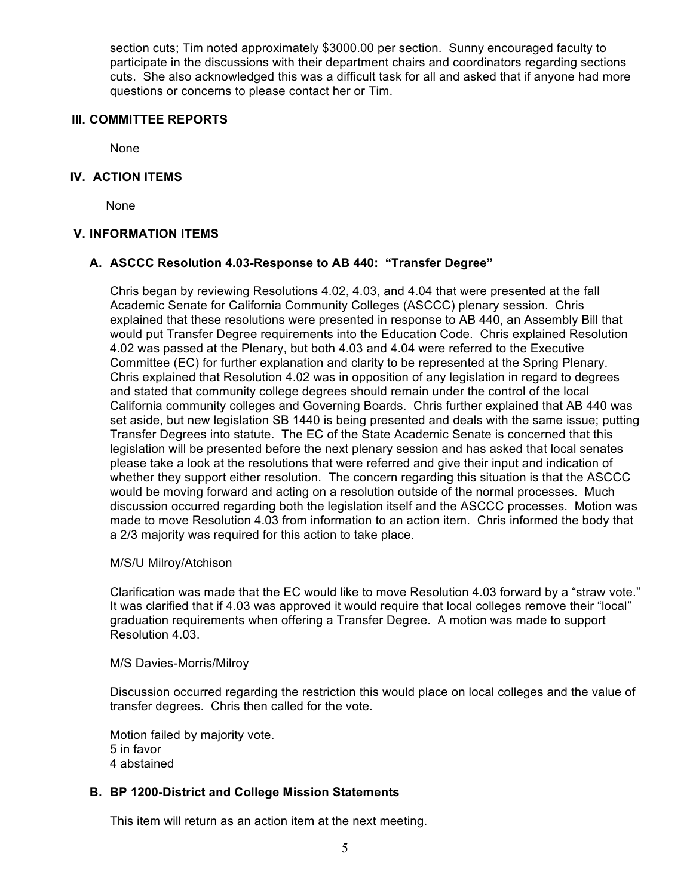section cuts; Tim noted approximately $3000.00 per section. Sunny encouraged faculty to participate in the discussions with their department chairs and coordinators regarding sections cuts. She also acknowledged this was a difficult task for all and asked that if anyone had more questions or concerns to please contact her or Tim.

## III. COMMITTEE REPORTS

None

## IV. ACTION ITEMS

None

## V. INFORMATION ITEMS

### A. ASCCC Resolution 4.03-Response to AB 440: "Transfer Degree"

Chris began by reviewing Resolutions 4.02, 4.03, and 4.04 that were presented at the fall Academic Senate for California Community Colleges (ASCCC) plenary session. Chris explained that these resolutions were presented in response to AB 440, an Assembly Bill that would put Transfer Degree requirements into the Education Code. Chris explained Resolution 4.02 was passed at the Plenary, but both 4.03 and 4.04 were referred to the Executive Committee (EC) for further explanation and clarity to be represented at the Spring Plenary. Chris explained that Resolution 4.02 was in opposition of any legislation in regard to degrees and stated that community college degrees should remain under the control of the local California community colleges and Governing Boards. Chris further explained that AB 440 was set aside, but new legislation SB 1440 is being presented and deals with the same issue; putting Transfer Degrees into statute. The EC of the State Academic Senate is concerned that this legislation will be presented before the next plenary session and has asked that local senates please take a look at the resolutions that were referred and give their input and indication of whether they support either resolution. The concern regarding this situation is that the ASCCC would be moving forward and acting on a resolution outside of the normal processes. Much discussion occurred regarding both the legislation itself and the ASCCC processes. Motion was made to move Resolution 4.03 from information to an action item. Chris informed the body that a 2/3 majority was required for this action to take place.

M/S/U Milroy/Atchison

Clarification was made that the EC would like to move Resolution 4.03 forward by a "straw vote." It was clarified that if 4.03 was approved it would require that local colleges remove their "local" graduation requirements when offering a Transfer Degree. A motion was made to support Resolution 4.03.

M/S Davies-Morris/Milroy

Discussion occurred regarding the restriction this would place on local colleges and the value of transfer degrees. Chris then called for the vote.

Motion failed by majority vote.
5 in favor
4 abstained

### B. BP 1200-District and College Mission Statements

This item will return as an action item at the next meeting.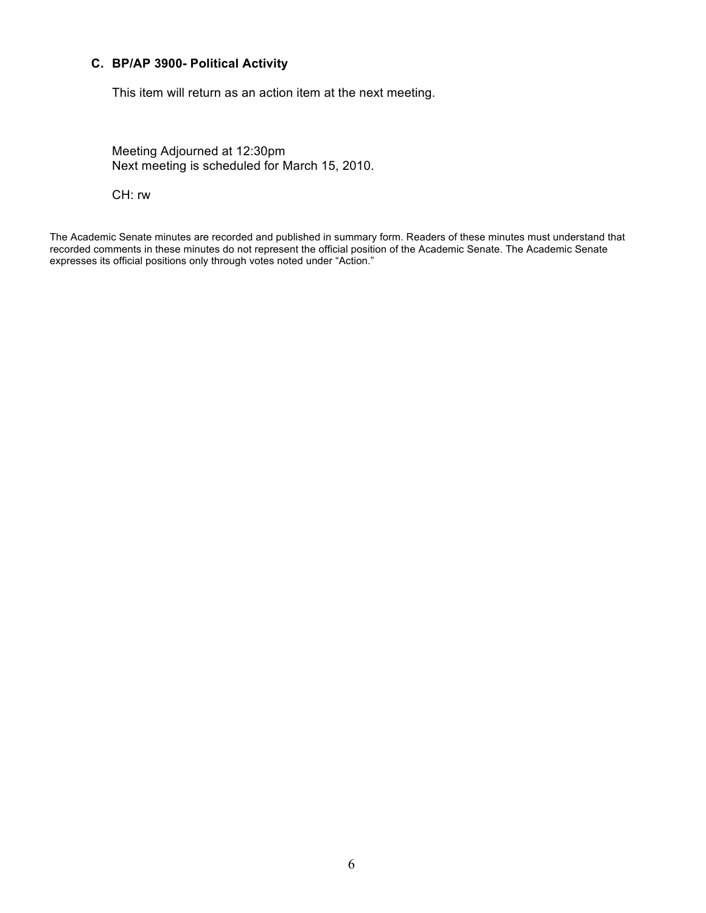### C. BP/AP 3900- Political Activity

This item will return as an action item at the next meeting.

Meeting Adjourned at 12:30pm
Next meeting is scheduled for March 15, 2010.

CH: rw

The Academic Senate minutes are recorded and published in summary form. Readers of these minutes must understand that recorded comments in these minutes do not represent the official position of the Academic Senate. The Academic Senate expresses its official positions only through votes noted under "Action."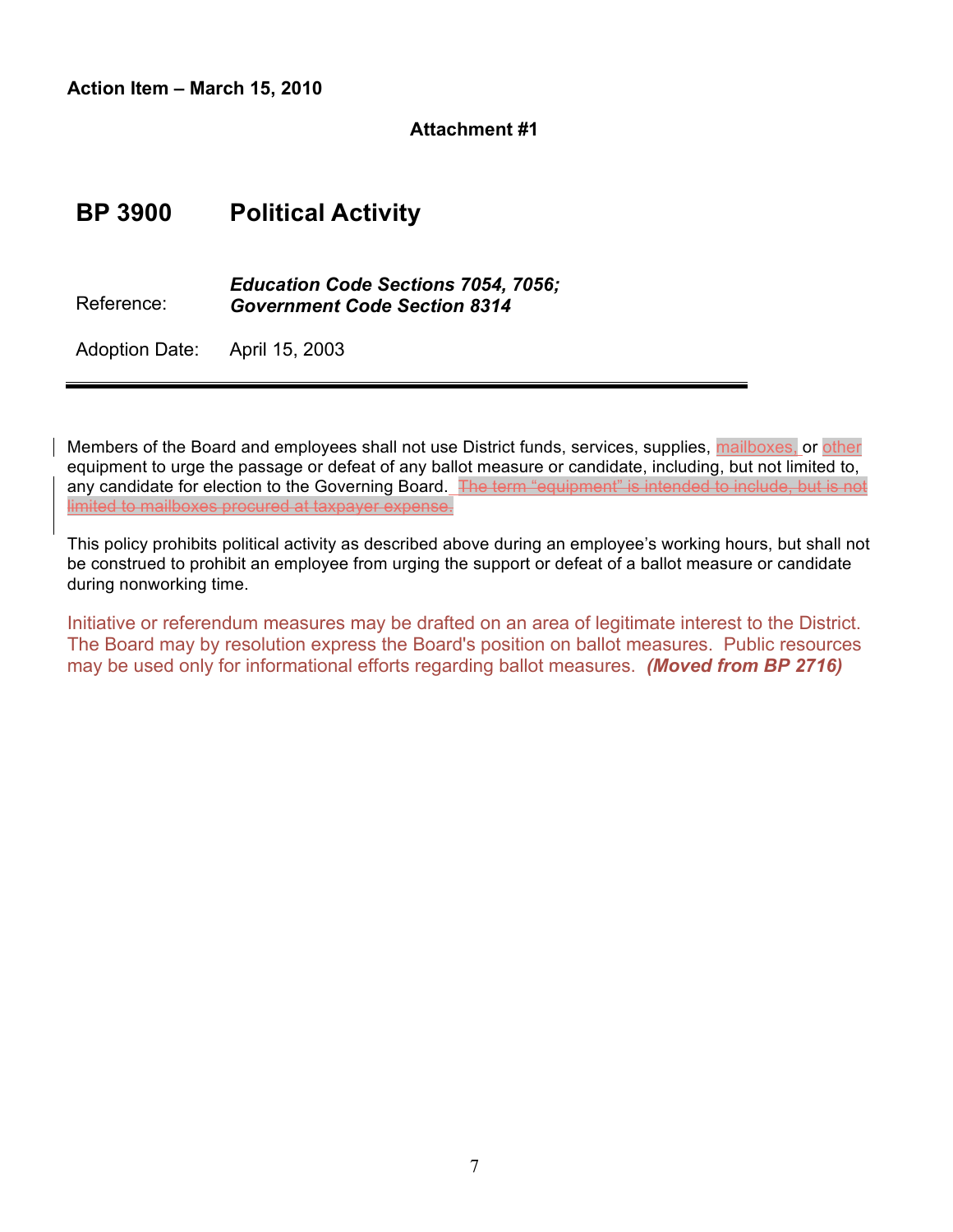**Action Item – March 15, 2010**

**Attachment #1**

# BP 3900 Political Activity

| | |
|---|---|
| Reference: | ***Education Code Sections 7054, 7056; Government Code Section 8314*** |
| Adoption Date: | April 15, 2003 |

---

Members of the Board and employees shall not use District funds, services, supplies, mailboxes, or other equipment to urge the passage or defeat of any ballot measure or candidate, including, but not limited to, any candidate for election to the Governing Board. ~~The term "equipment" is intended to include, but is not limited to mailboxes procured at taxpayer expense.~~

This policy prohibits political activity as described above during an employee's working hours, but shall not be construed to prohibit an employee from urging the support or defeat of a ballot measure or candidate during nonworking time.

Initiative or referendum measures may be drafted on an area of legitimate interest to the District. The Board may by resolution express the Board's position on ballot measures. Public resources may be used only for informational efforts regarding ballot measures. ***(Moved from BP 2716)***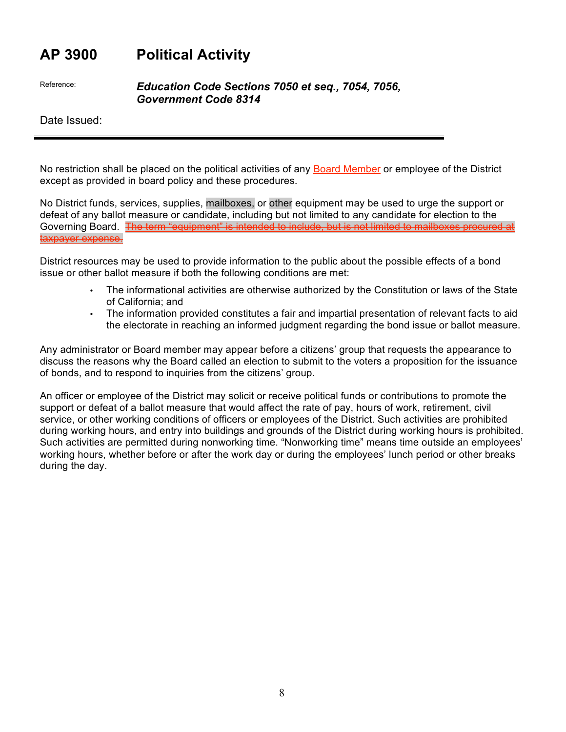# AP 3900 Political Activity

Reference: ***Education Code Sections 7050 et seq., 7054, 7056, Government Code 8314***

Date Issued:

---

No restriction shall be placed on the political activities of any Board Member or employee of the District except as provided in board policy and these procedures.

No District funds, services, supplies, mailboxes, or other equipment may be used to urge the support or defeat of any ballot measure or candidate, including but not limited to any candidate for election to the Governing Board. ~~The term "equipment" is intended to include, but is not limited to mailboxes procured at taxpayer expense.~~

District resources may be used to provide information to the public about the possible effects of a bond issue or other ballot measure if both the following conditions are met:

- The informational activities are otherwise authorized by the Constitution or laws of the State of California; and
- The information provided constitutes a fair and impartial presentation of relevant facts to aid the electorate in reaching an informed judgment regarding the bond issue or ballot measure.

Any administrator or Board member may appear before a citizens' group that requests the appearance to discuss the reasons why the Board called an election to submit to the voters a proposition for the issuance of bonds, and to respond to inquiries from the citizens' group.

An officer or employee of the District may solicit or receive political funds or contributions to promote the support or defeat of a ballot measure that would affect the rate of pay, hours of work, retirement, civil service, or other working conditions of officers or employees of the District. Such activities are prohibited during working hours, and entry into buildings and grounds of the District during working hours is prohibited. Such activities are permitted during nonworking time. "Nonworking time" means time outside an employees' working hours, whether before or after the work day or during the employees' lunch period or other breaks during the day.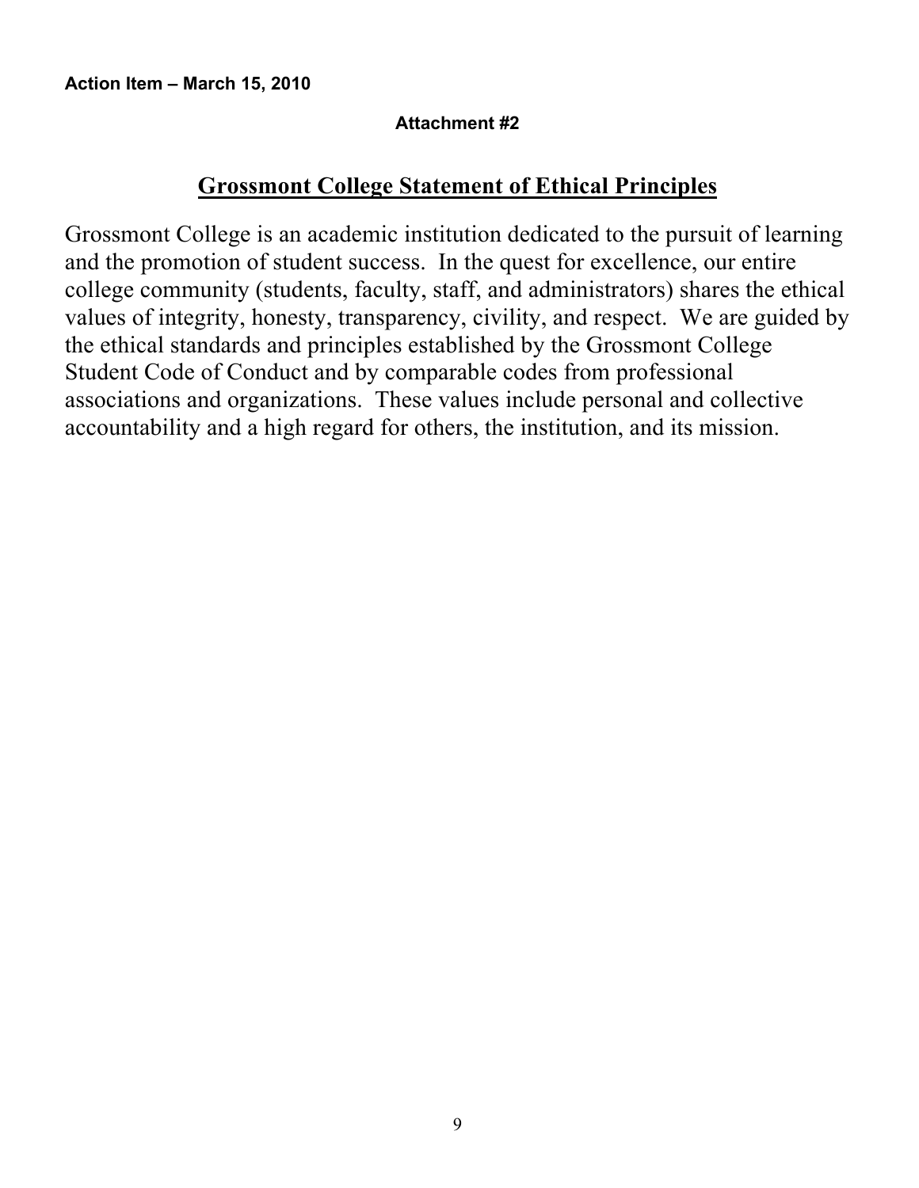**Action Item – March 15, 2010**

**Attachment #2**

# Grossmont College Statement of Ethical Principles

Grossmont College is an academic institution dedicated to the pursuit of learning and the promotion of student success. In the quest for excellence, our entire college community (students, faculty, staff, and administrators) shares the ethical values of integrity, honesty, transparency, civility, and respect. We are guided by the ethical standards and principles established by the Grossmont College Student Code of Conduct and by comparable codes from professional associations and organizations. These values include personal and collective accountability and a high regard for others, the institution, and its mission.